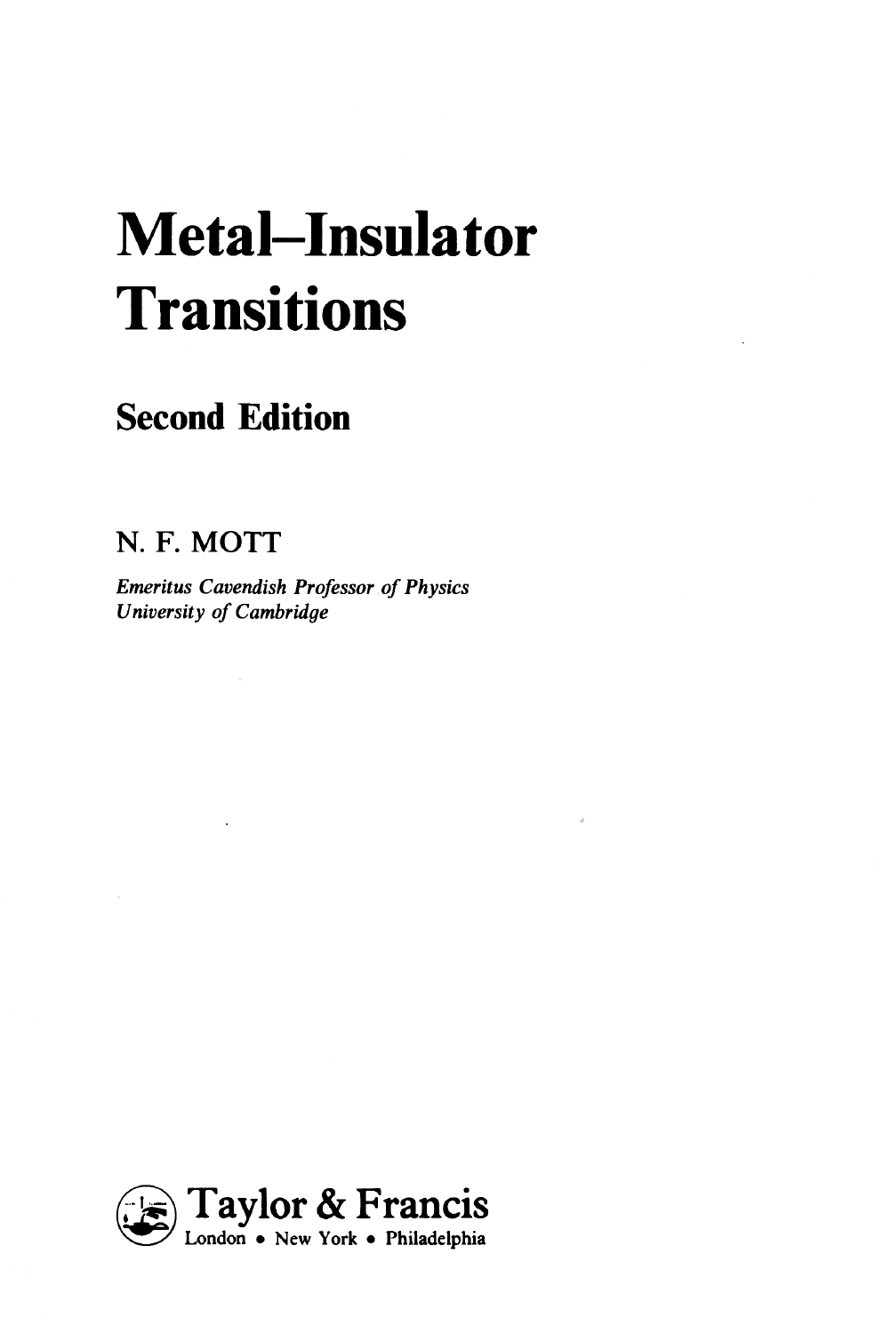# Metal–Insulator Transitions

## Second Edition

N. F. MOTT

*Emeritus Cavendish Professor of Physics*
*University of Cambridge*

Taylor & Francis
London • New York • Philadelphia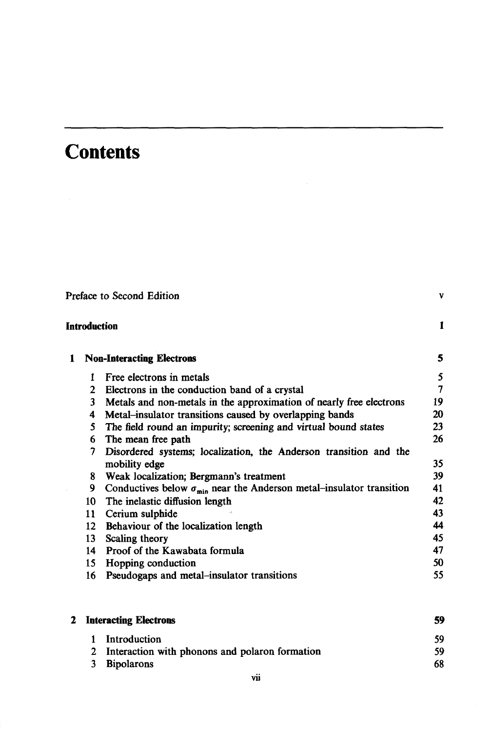# Contents

| | | | |
|---|---|---|---|
| Preface to Second Edition | | | v |
| **Introduction** | | | **1** |
| **1** | **Non-Interacting Electrons** | | **5** |
| | 1 | Free electrons in metals | 5 |
| | 2 | Electrons in the conduction band of a crystal | 7 |
| | 3 | Metals and non-metals in the approximation of nearly free electrons | 19 |
| | 4 | Metal–insulator transitions caused by overlapping bands | 20 |
| | 5 | The field round an impurity; screening and virtual bound states | 23 |
| | 6 | The mean free path | 26 |
| | 7 | Disordered systems; localization, the Anderson transition and the mobility edge | 35 |
| | 8 | Weak localization; Bergmann's treatment | 39 |
| | 9 | Conductives below $\sigma_{\min}$ near the Anderson metal–insulator transition | 41 |
| | 10 | The inelastic diffusion length | 42 |
| | 11 | Cerium sulphide | 43 |
| | 12 | Behaviour of the localization length | 44 |
| | 13 | Scaling theory | 45 |
| | 14 | Proof of the Kawabata formula | 47 |
| | 15 | Hopping conduction | 50 |
| | 16 | Pseudogaps and metal–insulator transitions | 55 |
| **2** | **Interacting Electrons** | | **59** |
| | 1 | Introduction | 59 |
| | 2 | Interaction with phonons and polaron formation | 59 |
| | 3 | Bipolarons | 68 |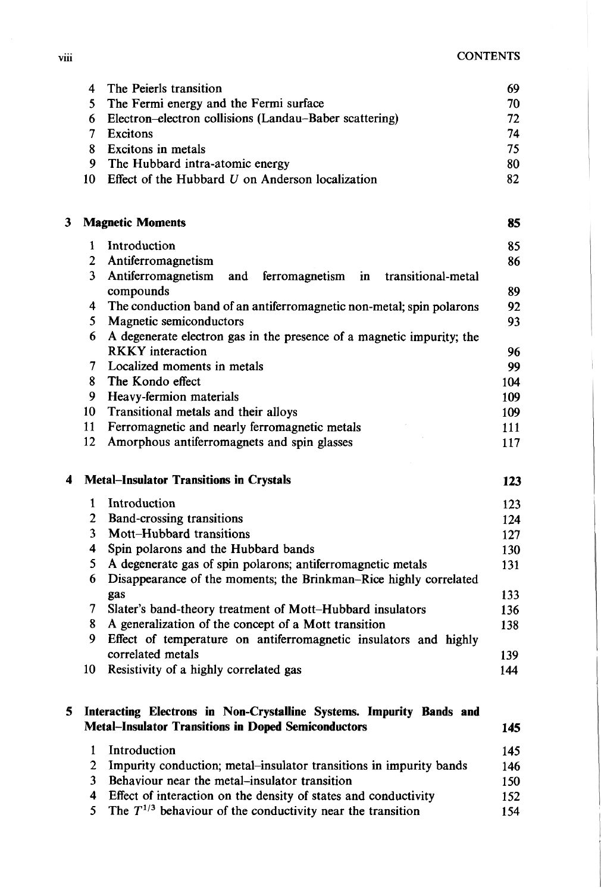| | | |
|---|---|---|
| 4 | The Peierls transition | 69 |
| 5 | The Fermi energy and the Fermi surface | 70 |
| 6 | Electron–electron collisions (Landau–Baber scattering) | 72 |
| 7 | Excitons | 74 |
| 8 | Excitons in metals | 75 |
| 9 | The Hubbard intra-atomic energy | 80 |
| 10 | Effect of the Hubbard $U$ on Anderson localization | 82 |

**3 Magnetic Moments** **85**

| | | |
|---|---|---|
| 1 | Introduction | 85 |
| 2 | Antiferromagnetism | 86 |
| 3 | Antiferromagnetism and ferromagnetism in transitional-metal compounds | 89 |
| 4 | The conduction band of an antiferromagnetic non-metal; spin polarons | 92 |
| 5 | Magnetic semiconductors | 93 |
| 6 | A degenerate electron gas in the presence of a magnetic impurity; the RKKY interaction | 96 |
| 7 | Localized moments in metals | 99 |
| 8 | The Kondo effect | 104 |
| 9 | Heavy-fermion materials | 109 |
| 10 | Transitional metals and their alloys | 109 |
| 11 | Ferromagnetic and nearly ferromagnetic metals | 111 |
| 12 | Amorphous antiferromagnets and spin glasses | 117 |

**4 Metal–Insulator Transitions in Crystals** **123**

| | | |
|---|---|---|
| 1 | Introduction | 123 |
| 2 | Band-crossing transitions | 124 |
| 3 | Mott–Hubbard transitions | 127 |
| 4 | Spin polarons and the Hubbard bands | 130 |
| 5 | A degenerate gas of spin polarons; antiferromagnetic metals | 131 |
| 6 | Disappearance of the moments; the Brinkman–Rice highly correlated gas | 133 |
| 7 | Slater's band-theory treatment of Mott–Hubbard insulators | 136 |
| 8 | A generalization of the concept of a Mott transition | 138 |
| 9 | Effect of temperature on antiferromagnetic insulators and highly correlated metals | 139 |
| 10 | Resistivity of a highly correlated gas | 144 |

**5 Interacting Electrons in Non-Crystalline Systems. Impurity Bands and Metal–Insulator Transitions in Doped Semiconductors** **145**

| | | |
|---|---|---|
| 1 | Introduction | 145 |
| 2 | Impurity conduction; metal–insulator transitions in impurity bands | 146 |
| 3 | Behaviour near the metal–insulator transition | 150 |
| 4 | Effect of interaction on the density of states and conductivity | 152 |
| 5 | The $T^{1/3}$ behaviour of the conductivity near the transition | 154 |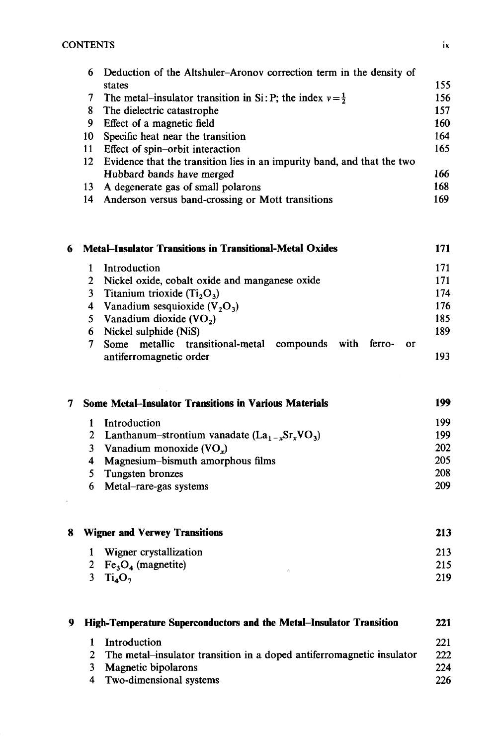| | | |
|---|---|---|
| 6 | Deduction of the Altshuler–Aronov correction term in the density of states | 155 |
| 7 | The metal–insulator transition in Si: P; the index $\nu = \frac{1}{2}$ | 156 |
| 8 | The dielectric catastrophe | 157 |
| 9 | Effect of a magnetic field | 160 |
| 10 | Specific heat near the transition | 164 |
| 11 | Effect of spin–orbit interaction | 165 |
| 12 | Evidence that the transition lies in an impurity band, and that the two Hubbard bands have merged | 166 |
| 13 | A degenerate gas of small polarons | 168 |
| 14 | Anderson versus band-crossing or Mott transitions | 169 |

## 6 Metal–Insulator Transitions in Transitional-Metal Oxides — 171

| | | |
|---|---|---|
| 1 | Introduction | 171 |
| 2 | Nickel oxide, cobalt oxide and manganese oxide | 171 |
| 3 | Titanium trioxide ($Ti_2O_3$) | 174 |
| 4 | Vanadium sesquioxide ($V_2O_3$) | 176 |
| 5 | Vanadium dioxide ($VO_2$) | 185 |
| 6 | Nickel sulphide (NiS) | 189 |
| 7 | Some metallic transitional-metal compounds with ferro- or antiferromagnetic order | 193 |

## 7 Some Metal–Insulator Transitions in Various Materials — 199

| | | |
|---|---|---|
| 1 | Introduction | 199 |
| 2 | Lanthanum–strontium vanadate ($La_{1-x}Sr_xVO_3$) | 199 |
| 3 | Vanadium monoxide ($VO_x$) | 202 |
| 4 | Magnesium–bismuth amorphous films | 205 |
| 5 | Tungsten bronzes | 208 |
| 6 | Metal–rare-gas systems | 209 |

## 8 Wigner and Verwey Transitions — 213

| | | |
|---|---|---|
| 1 | Wigner crystallization | 213 |
| 2 | $Fe_3O_4$ (magnetite) | 215 |
| 3 | $Ti_4O_7$ | 219 |

## 9 High-Temperature Superconductors and the Metal–Insulator Transition — 221

| | | |
|---|---|---|
| 1 | Introduction | 221 |
| 2 | The metal–insulator transition in a doped antiferromagnetic insulator | 222 |
| 3 | Magnetic bipolarons | 224 |
| 4 | Two-dimensional systems | 226 |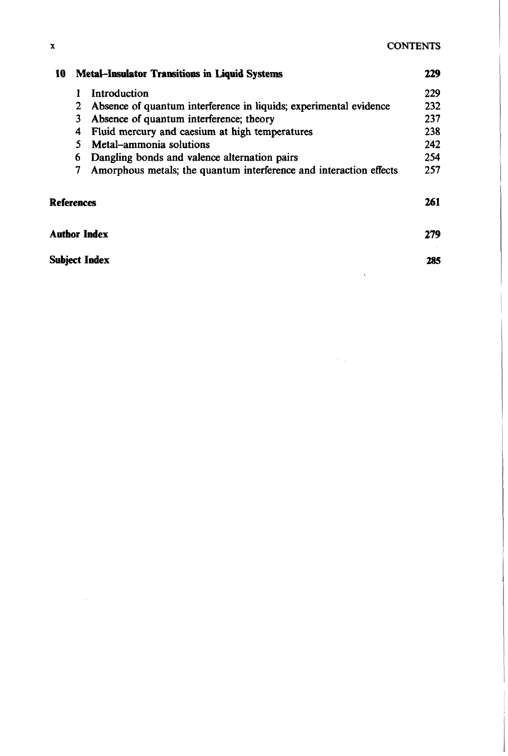| | | |
|---|---|---|
| **10** | **Metal–Insulator Transitions in Liquid Systems** | **229** |
| 1 | Introduction | 229 |
| 2 | Absence of quantum interference in liquids; experimental evidence | 232 |
| 3 | Absence of quantum interference; theory | 237 |
| 4 | Fluid mercury and caesium at high temperatures | 238 |
| 5 | Metal–ammonia solutions | 242 |
| 6 | Dangling bonds and valence alternation pairs | 254 |
| 7 | Amorphous metals; the quantum interference and interaction effects | 257 |
| **References** | | **261** |
| **Author Index** | | **279** |
| **Subject Index** | | **285** |